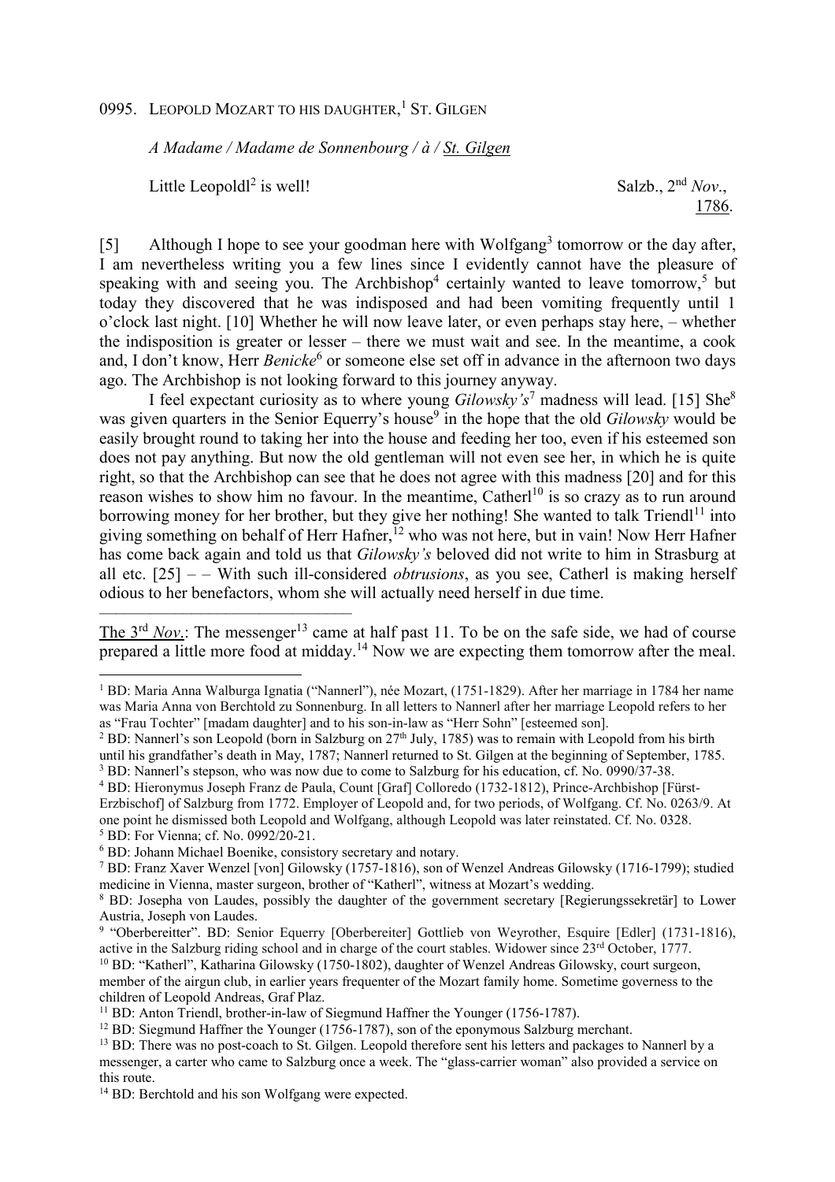0995. LEOPOLD MOZART TO HIS DAUGHTER,[1] ST. GILGEN

*A Madame / Madame de Sonnenbourg / à / St. Gilgen*

Little Leopoldl[2] is well! Salzb., 2nd *Nov.*, 1786.

[5] Although I hope to see your goodman here with Wolfgang[3] tomorrow or the day after, I am nevertheless writing you a few lines since I evidently cannot have the pleasure of speaking with and seeing you. The Archbishop[4] certainly wanted to leave tomorrow,[5] but today they discovered that he was indisposed and had been vomiting frequently until 1 o'clock last night. [10] Whether he will now leave later, or even perhaps stay here, – whether the indisposition is greater or lesser – there we must wait and see. In the meantime, a cook and, I don't know, Herr *Benicke*[6] or someone else set off in advance in the afternoon two days ago. The Archbishop is not looking forward to this journey anyway.

I feel expectant curiosity as to where young *Gilowsky's*[7] madness will lead. [15] She[8] was given quarters in the Senior Equerry's house[9] in the hope that the old *Gilowsky* would be easily brought round to taking her into the house and feeding her too, even if his esteemed son does not pay anything. But now the old gentleman will not even see her, in which he is quite right, so that the Archbishop can see that he does not agree with this madness [20] and for this reason wishes to show him no favour. In the meantime, Catherl[10] is so crazy as to run around borrowing money for her brother, but they give her nothing! She wanted to talk Triendl[11] into giving something on behalf of Herr Hafner,[12] who was not here, but in vain! Now Herr Hafner has come back again and told us that *Gilowsky's* beloved did not write to him in Strasburg at all etc. [25] – – With such ill-considered *obtrusions*, as you see, Catherl is making herself odious to her benefactors, whom she will actually need herself in due time.

---

The 3rd *Nov.*: The messenger[13] came at half past 11. To be on the safe side, we had of course prepared a little more food at midday.[14] Now we are expecting them tomorrow after the meal.

---

[1] BD: Maria Anna Walburga Ignatia ("Nannerl"), née Mozart, (1751-1829). After her marriage in 1784 her name was Maria Anna von Berchtold zu Sonnenburg. In all letters to Nannerl after her marriage Leopold refers to her as "Frau Tochter" [madam daughter] and to his son-in-law as "Herr Sohn" [esteemed son].

[2] BD: Nannerl's son Leopold (born in Salzburg on 27th July, 1785) was to remain with Leopold from his birth until his grandfather's death in May, 1787; Nannerl returned to St. Gilgen at the beginning of September, 1785.

[3] BD: Nannerl's stepson, who was now due to come to Salzburg for his education, cf. No. 0990/37-38.

[4] BD: Hieronymus Joseph Franz de Paula, Count [Graf] Colloredo (1732-1812), Prince-Archbishop [Fürst-Erzbischof] of Salzburg from 1772. Employer of Leopold and, for two periods, of Wolfgang. Cf. No. 0263/9. At one point he dismissed both Leopold and Wolfgang, although Leopold was later reinstated. Cf. No. 0328.

[5] BD: For Vienna; cf. No. 0992/20-21.

[6] BD: Johann Michael Boenike, consistory secretary and notary.

[7] BD: Franz Xaver Wenzel [von] Gilowsky (1757-1816), son of Wenzel Andreas Gilowsky (1716-1799); studied medicine in Vienna, master surgeon, brother of "Katherl", witness at Mozart's wedding.

[8] BD: Josepha von Laudes, possibly the daughter of the government secretary [Regierungssekretär] to Lower Austria, Joseph von Laudes.

[9] "Oberbereitter". BD: Senior Equerry [Oberbereiter] Gottlieb von Weyrother, Esquire [Edler] (1731-1816), active in the Salzburg riding school and in charge of the court stables. Widower since 23rd October, 1777.

[10] BD: "Katherl", Katharina Gilowsky (1750-1802), daughter of Wenzel Andreas Gilowsky, court surgeon, member of the airgun club, in earlier years frequenter of the Mozart family home. Sometime governess to the children of Leopold Andreas, Graf Plaz.

[11] BD: Anton Triendl, brother-in-law of Siegmund Haffner the Younger (1756-1787).

[12] BD: Siegmund Haffner the Younger (1756-1787), son of the eponymous Salzburg merchant.

[13] BD: There was no post-coach to St. Gilgen. Leopold therefore sent his letters and packages to Nannerl by a messenger, a carter who came to Salzburg once a week. The "glass-carrier woman" also provided a service on this route.

[14] BD: Berchtold and his son Wolfgang were expected.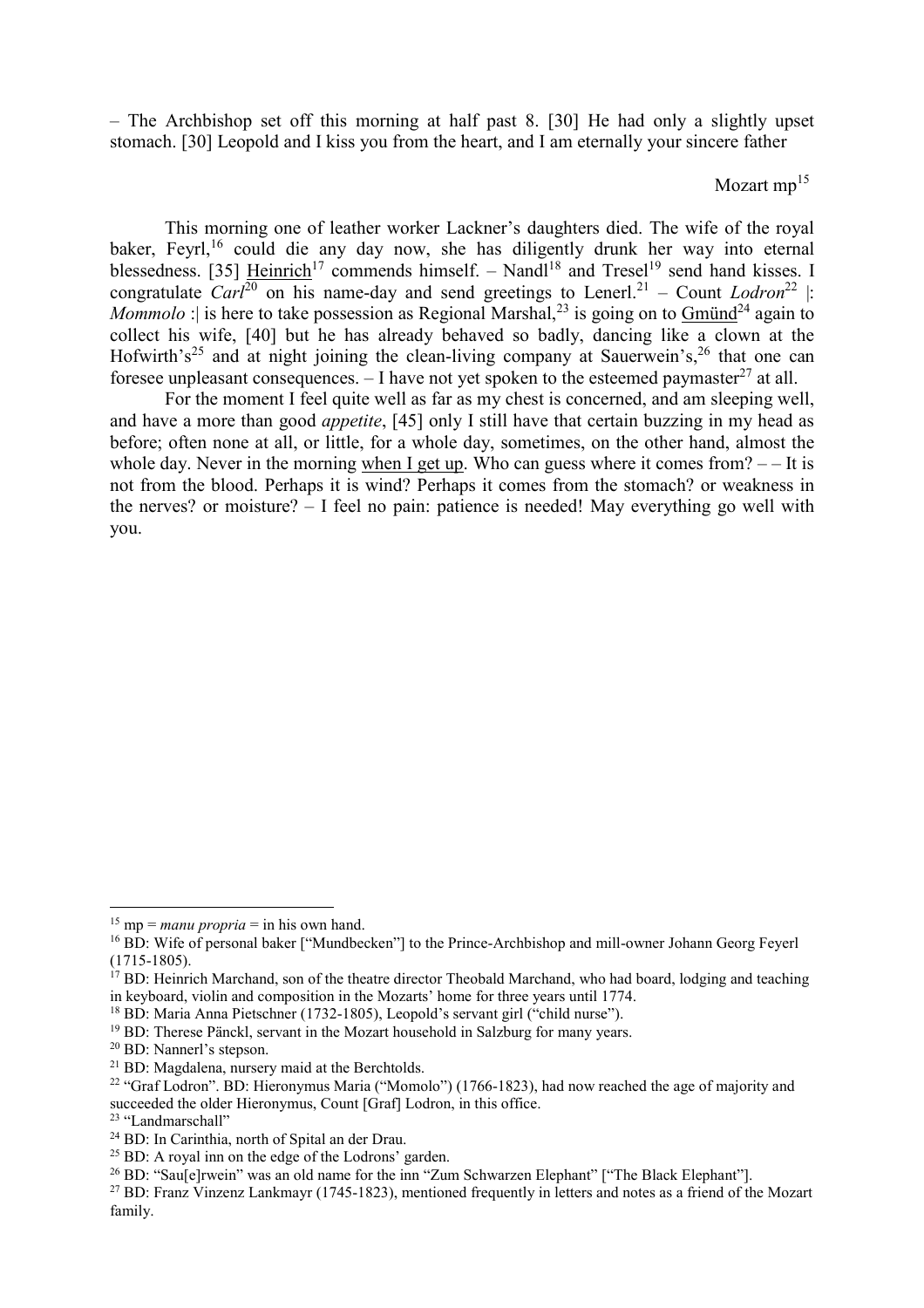– The Archbishop set off this morning at half past 8. [30] He had only a slightly upset stomach. [30] Leopold and I kiss you from the heart, and I am eternally your sincere father

Mozart mp[15]

This morning one of leather worker Lackner's daughters died. The wife of the royal baker, Feyrl,[16] could die any day now, she has diligently drunk her way into eternal blessedness. [35] Heinrich[17] commends himself. – Nandl[18] and Tresel[19] send hand kisses. I congratulate *Carl*[20] on his name-day and send greetings to Lenerl.[21] – Count *Lodron*[22] |: *Mommolo* :| is here to take possession as Regional Marshal,[23] is going on to Gmünd[24] again to collect his wife, [40] but he has already behaved so badly, dancing like a clown at the Hofwirth's[25] and at night joining the clean-living company at Sauerwein's,[26] that one can foresee unpleasant consequences. – I have not yet spoken to the esteemed paymaster[27] at all.

For the moment I feel quite well as far as my chest is concerned, and am sleeping well, and have a more than good *appetite*, [45] only I still have that certain buzzing in my head as before; often none at all, or little, for a whole day, sometimes, on the other hand, almost the whole day. Never in the morning when I get up. Who can guess where it comes from? – – It is not from the blood. Perhaps it is wind? Perhaps it comes from the stomach? or weakness in the nerves? or moisture? – I feel no pain: patience is needed! May everything go well with you.

---

[15] mp = *manu propria* = in his own hand.

[16] BD: Wife of personal baker ["Mundbecken"] to the Prince-Archbishop and mill-owner Johann Georg Feyerl (1715-1805).

[17] BD: Heinrich Marchand, son of the theatre director Theobald Marchand, who had board, lodging and teaching in keyboard, violin and composition in the Mozarts' home for three years until 1774.

[18] BD: Maria Anna Pietschner (1732-1805), Leopold's servant girl ("child nurse").

[19] BD: Therese Pänckl, servant in the Mozart household in Salzburg for many years.

[20] BD: Nannerl's stepson.

[21] BD: Magdalena, nursery maid at the Berchtolds.

[22] "Graf Lodron". BD: Hieronymus Maria ("Momolo") (1766-1823), had now reached the age of majority and succeeded the older Hieronymus, Count [Graf] Lodron, in this office.

[23] "Landmarschall"

[24] BD: In Carinthia, north of Spital an der Drau.

[25] BD: A royal inn on the edge of the Lodrons' garden.

[26] BD: "Sau[e]rwein" was an old name for the inn "Zum Schwarzen Elephant" ["The Black Elephant"].

[27] BD: Franz Vinzenz Lankmayr (1745-1823), mentioned frequently in letters and notes as a friend of the Mozart family.